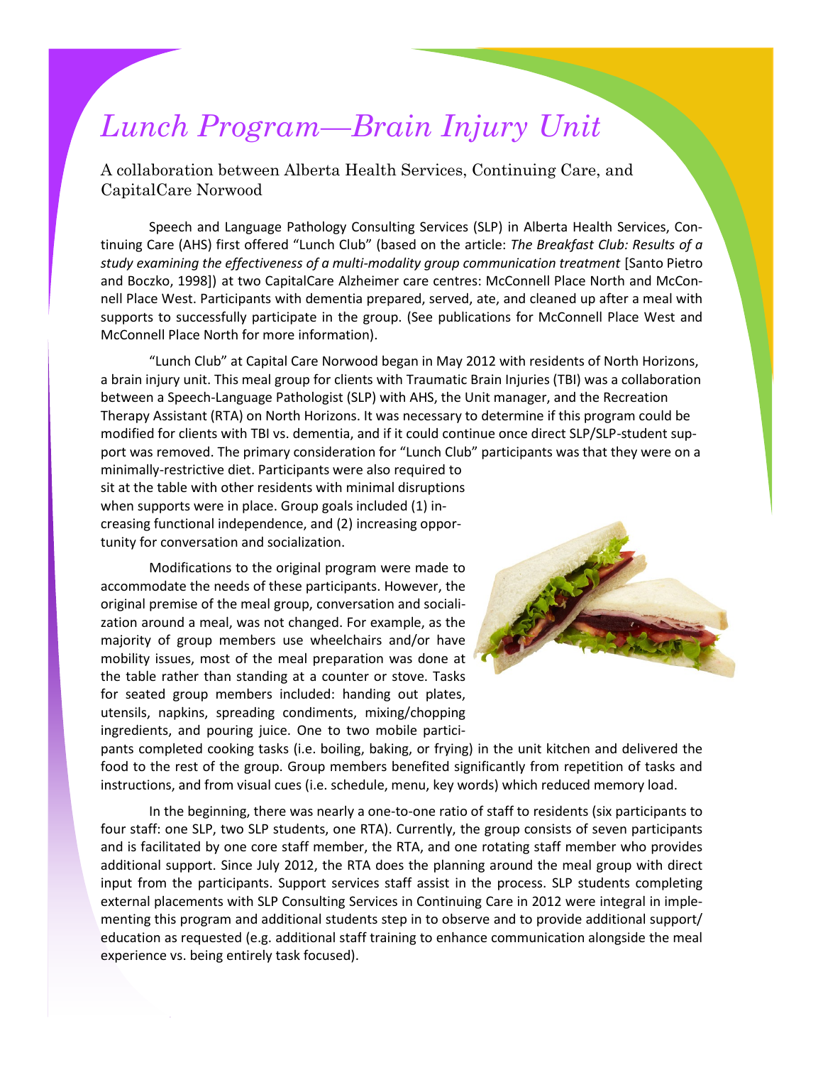# *Lunch Program—Brain Injury Unit*

A collaboration between Alberta Health Services, Continuing Care, and CapitalCare Norwood

Speech and Language Pathology Consulting Services (SLP) in Alberta Health Services, Continuing Care (AHS) first offered "Lunch Club" (based on the article: *The Breakfast Club: Results of a study examining the effectiveness of a multi-modality group communication treatment* [Santo Pietro and Boczko, 1998]) at two CapitalCare Alzheimer care centres: McConnell Place North and McConnell Place West. Participants with dementia prepared, served, ate, and cleaned up after a meal with supports to successfully participate in the group. (See publications for McConnell Place West and McConnell Place North for more information).

"Lunch Club" at Capital Care Norwood began in May 2012 with residents of North Horizons, a brain injury unit. This meal group for clients with Traumatic Brain Injuries (TBI) was a collaboration between a Speech-Language Pathologist (SLP) with AHS, the Unit manager, and the Recreation Therapy Assistant (RTA) on North Horizons. It was necessary to determine if this program could be modified for clients with TBI vs. dementia, and if it could continue once direct SLP/SLP-student support was removed. The primary consideration for "Lunch Club" participants was that they were on a minimally-restrictive diet. Participants were also required to sit at the table with other residents with minimal disruptions when supports were in place. Group goals included (1) increasing functional independence, and (2) increasing opportunity for conversation and socialization.

Modifications to the original program were made to accommodate the needs of these participants. However, the original premise of the meal group, conversation and socialization around a meal, was not changed. For example, as the majority of group members use wheelchairs and/or have mobility issues, most of the meal preparation was done at the table rather than standing at a counter or stove. Tasks for seated group members included: handing out plates, utensils, napkins, spreading condiments, mixing/chopping ingredients, and pouring juice. One to two mobile participants completed cooking tasks (i.e. boiling, baking, or frying) in the unit kitchen and delivered the food to the rest of the group. Group members benefited significantly from repetition of tasks and instructions, and from visual cues (i.e. schedule, menu, key words) which reduced memory load.

In the beginning, there was nearly a one-to-one ratio of staff to residents (six participants to four staff: one SLP, two SLP students, one RTA). Currently, the group consists of seven participants and is facilitated by one core staff member, the RTA, and one rotating staff member who provides additional support. Since July 2012, the RTA does the planning around the meal group with direct input from the participants. Support services staff assist in the process. SLP students completing external placements with SLP Consulting Services in Continuing Care in 2012 were integral in implementing this program and additional students step in to observe and to provide additional support/ education as requested (e.g. additional staff training to enhance communication alongside the meal experience vs. being entirely task focused).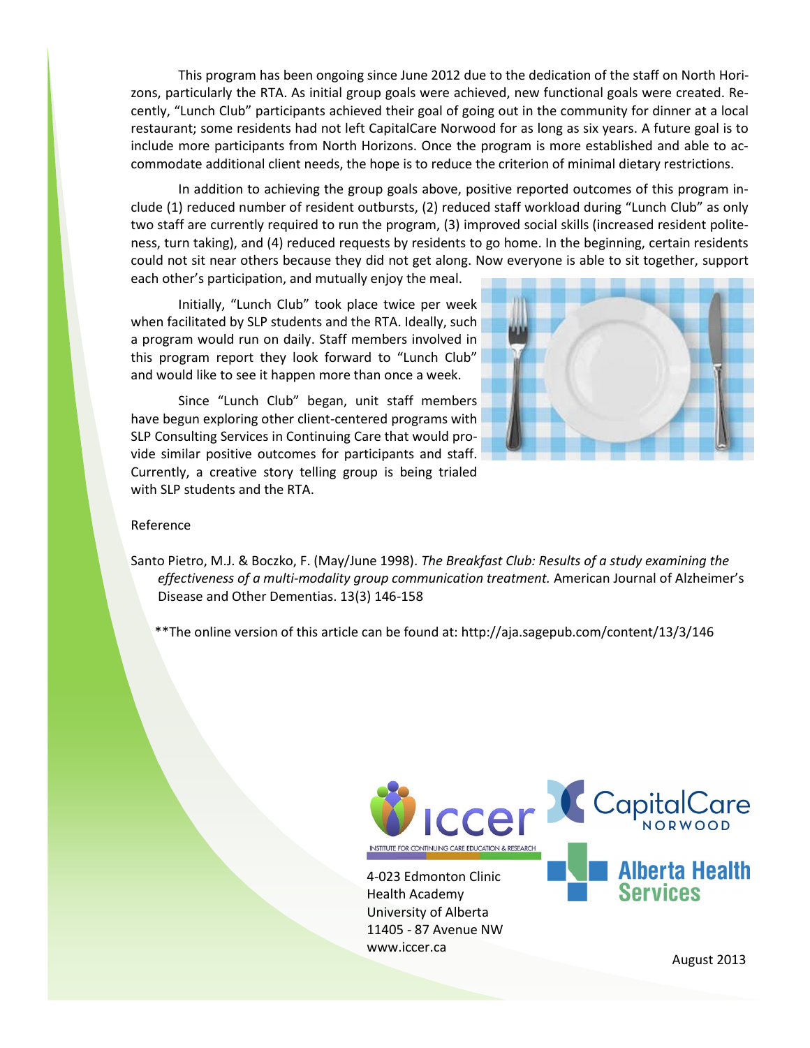This program has been ongoing since June 2012 due to the dedication of the staff on North Horizons, particularly the RTA. As initial group goals were achieved, new functional goals were created. Recently, "Lunch Club" participants achieved their goal of going out in the community for dinner at a local restaurant; some residents had not left CapitalCare Norwood for as long as six years. A future goal is to include more participants from North Horizons. Once the program is more established and able to accommodate additional client needs, the hope is to reduce the criterion of minimal dietary restrictions.

In addition to achieving the group goals above, positive reported outcomes of this program include (1) reduced number of resident outbursts, (2) reduced staff workload during "Lunch Club" as only two staff are currently required to run the program, (3) improved social skills (increased resident politeness, turn taking), and (4) reduced requests by residents to go home. In the beginning, certain residents could not sit near others because they did not get along. Now everyone is able to sit together, support each other's participation, and mutually enjoy the meal.

Initially, "Lunch Club" took place twice per week when facilitated by SLP students and the RTA. Ideally, such a program would run on daily. Staff members involved in this program report they look forward to "Lunch Club" and would like to see it happen more than once a week.

Since "Lunch Club" began, unit staff members have begun exploring other client-centered programs with SLP Consulting Services in Continuing Care that would provide similar positive outcomes for participants and staff. Currently, a creative story telling group is being trialed with SLP students and the RTA.

Reference

Santo Pietro, M.J. & Boczko, F. (May/June 1998). *The Breakfast Club: Results of a study examining the effectiveness of a multi-modality group communication treatment.* American Journal of Alzheimer's Disease and Other Dementias. 13(3) 146-158

**The online version of this article can be found at: http://aja.sagepub.com/content/13/3/146

iccer
INSTITUTE FOR CONTINUING CARE EDUCATION & RESEARCH

CapitalCare NORWOOD

Alberta Health Services

4-023 Edmonton Clinic
Health Academy
University of Alberta
11405 - 87 Avenue NW
www.iccer.ca

August 2013